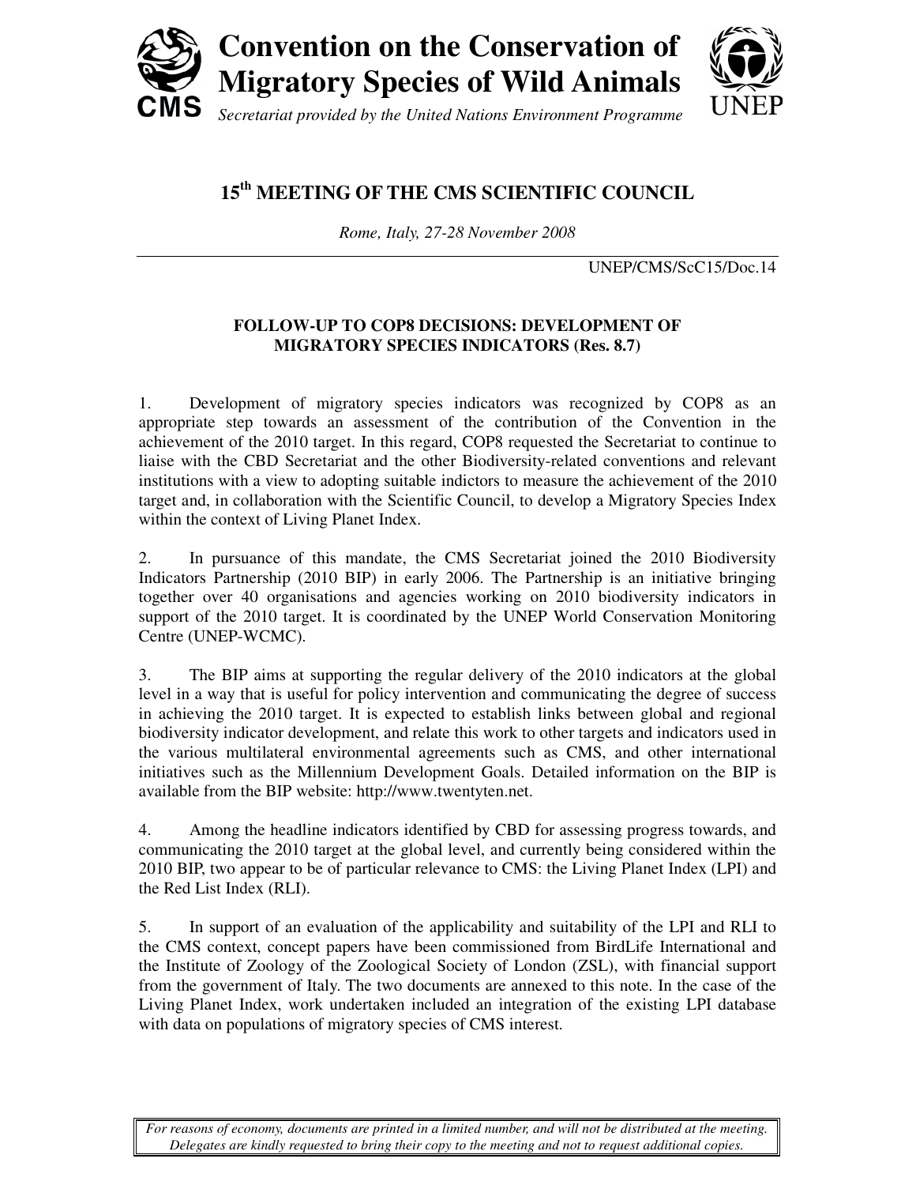# Convention on the Conservation of Migratory Species of Wild Animals

CMS

*Secretariat provided by the United Nations Environment Programme*

UNEP

## 15th MEETING OF THE CMS SCIENTIFIC COUNCIL

*Rome, Italy, 27-28 November 2008*

UNEP/CMS/ScC15/Doc.14

### FOLLOW-UP TO COP8 DECISIONS: DEVELOPMENT OF MIGRATORY SPECIES INDICATORS (Res. 8.7)

1. Development of migratory species indicators was recognized by COP8 as an appropriate step towards an assessment of the contribution of the Convention in the achievement of the 2010 target. In this regard, COP8 requested the Secretariat to continue to liaise with the CBD Secretariat and the other Biodiversity-related conventions and relevant institutions with a view to adopting suitable indictors to measure the achievement of the 2010 target and, in collaboration with the Scientific Council, to develop a Migratory Species Index within the context of Living Planet Index.

2. In pursuance of this mandate, the CMS Secretariat joined the 2010 Biodiversity Indicators Partnership (2010 BIP) in early 2006. The Partnership is an initiative bringing together over 40 organisations and agencies working on 2010 biodiversity indicators in support of the 2010 target. It is coordinated by the UNEP World Conservation Monitoring Centre (UNEP-WCMC).

3. The BIP aims at supporting the regular delivery of the 2010 indicators at the global level in a way that is useful for policy intervention and communicating the degree of success in achieving the 2010 target. It is expected to establish links between global and regional biodiversity indicator development, and relate this work to other targets and indicators used in the various multilateral environmental agreements such as CMS, and other international initiatives such as the Millennium Development Goals. Detailed information on the BIP is available from the BIP website: http://www.twentyten.net.

4. Among the headline indicators identified by CBD for assessing progress towards, and communicating the 2010 target at the global level, and currently being considered within the 2010 BIP, two appear to be of particular relevance to CMS: the Living Planet Index (LPI) and the Red List Index (RLI).

5. In support of an evaluation of the applicability and suitability of the LPI and RLI to the CMS context, concept papers have been commissioned from BirdLife International and the Institute of Zoology of the Zoological Society of London (ZSL), with financial support from the government of Italy. The two documents are annexed to this note. In the case of the Living Planet Index, work undertaken included an integration of the existing LPI database with data on populations of migratory species of CMS interest.

*For reasons of economy, documents are printed in a limited number, and will not be distributed at the meeting. Delegates are kindly requested to bring their copy to the meeting and not to request additional copies.*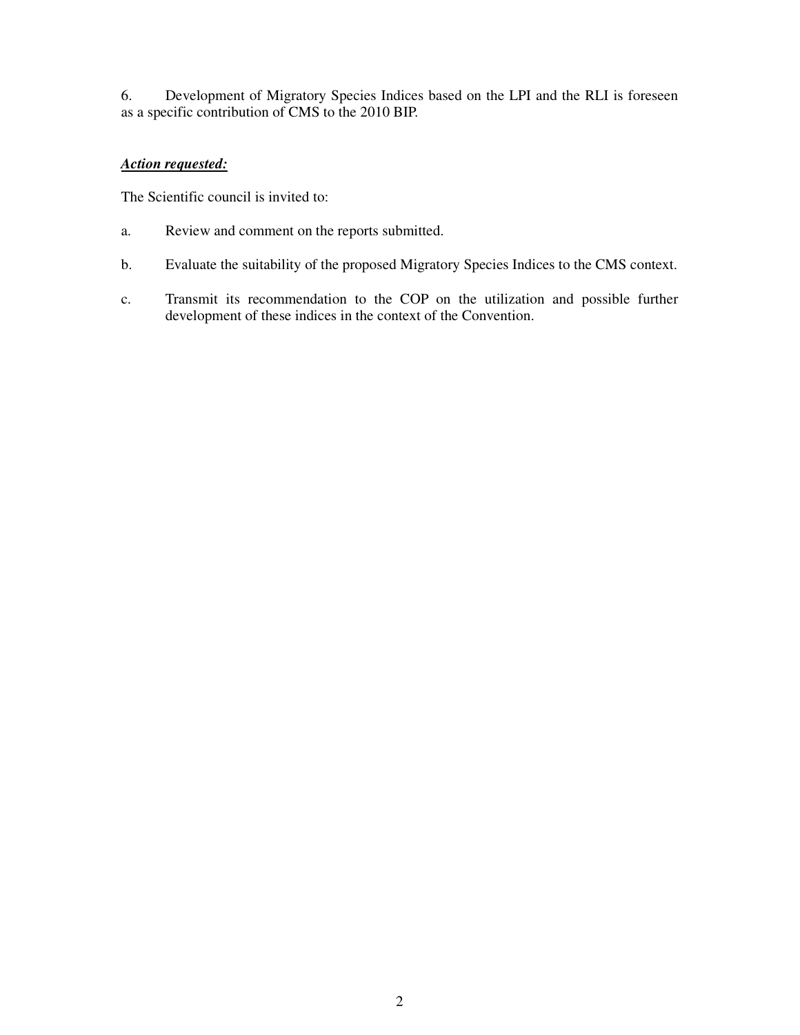6. Development of Migratory Species Indices based on the LPI and the RLI is foreseen as a specific contribution of CMS to the 2010 BIP.

***<u>Action requested:</u>***

The Scientific council is invited to:

a. Review and comment on the reports submitted.

b. Evaluate the suitability of the proposed Migratory Species Indices to the CMS context.

c. Transmit its recommendation to the COP on the utilization and possible further development of these indices in the context of the Convention.